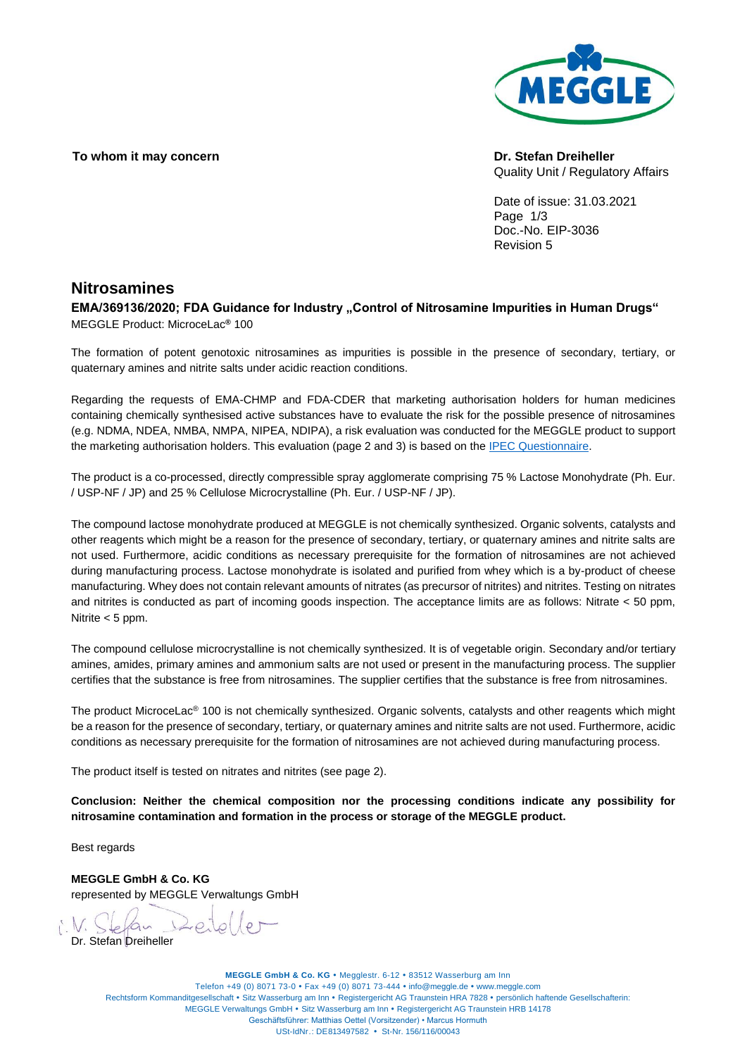**To whom it may concern**

**Dr. Stefan Dreiheller**
Quality Unit / Regulatory Affairs

Date of issue: 31.03.2021
Page 1/3
Doc.-No. EIP-3036
Revision 5

## Nitrosamines

**EMA/369136/2020; FDA Guidance for Industry „Control of Nitrosamine Impurities in Human Drugs"**
MEGGLE Product: MicroceLac® 100

The formation of potent genotoxic nitrosamines as impurities is possible in the presence of secondary, tertiary, or quaternary amines and nitrite salts under acidic reaction conditions.

Regarding the requests of EMA-CHMP and FDA-CDER that marketing authorisation holders for human medicines containing chemically synthesised active substances have to evaluate the risk for the possible presence of nitrosamines (e.g. NDMA, NDEA, NMBA, NMPA, NIPEA, NDIPA), a risk evaluation was conducted for the MEGGLE product to support the marketing authorisation holders. This evaluation (page 2 and 3) is based on the IPEC Questionnaire.

The product is a co-processed, directly compressible spray agglomerate comprising 75 % Lactose Monohydrate (Ph. Eur. / USP-NF / JP) and 25 % Cellulose Microcrystalline (Ph. Eur. / USP-NF / JP).

The compound lactose monohydrate produced at MEGGLE is not chemically synthesized. Organic solvents, catalysts and other reagents which might be a reason for the presence of secondary, tertiary, or quaternary amines and nitrite salts are not used. Furthermore, acidic conditions as necessary prerequisite for the formation of nitrosamines are not achieved during manufacturing process. Lactose monohydrate is isolated and purified from whey which is a by-product of cheese manufacturing. Whey does not contain relevant amounts of nitrates (as precursor of nitrites) and nitrites. Testing on nitrates and nitrites is conducted as part of incoming goods inspection. The acceptance limits are as follows: Nitrate < 50 ppm, Nitrite < 5 ppm.

The compound cellulose microcrystalline is not chemically synthesized. It is of vegetable origin. Secondary and/or tertiary amines, amides, primary amines and ammonium salts are not used or present in the manufacturing process. The supplier certifies that the substance is free from nitrosamines. The supplier certifies that the substance is free from nitrosamines.

The product MicroceLac® 100 is not chemically synthesized. Organic solvents, catalysts and other reagents which might be a reason for the presence of secondary, tertiary, or quaternary amines and nitrite salts are not used. Furthermore, acidic conditions as necessary prerequisite for the formation of nitrosamines are not achieved during manufacturing process.

The product itself is tested on nitrates and nitrites (see page 2).

**Conclusion: Neither the chemical composition nor the processing conditions indicate any possibility for nitrosamine contamination and formation in the process or storage of the MEGGLE product.**

Best regards

**MEGGLE GmbH & Co. KG**
represented by MEGGLE Verwaltungs GmbH

i.V. Stefan Dreiheller
Dr. Stefan Dreiheller

**MEGGLE GmbH & Co. KG** • Megglestr. 6-12 • 83512 Wasserburg am Inn
Telefon +49 (0) 8071 73-0 • Fax +49 (0) 8071 73-444 • info@meggle.de • www.meggle.com
Rechtsform Kommanditgesellschaft • Sitz Wasserburg am Inn • Registergericht AG Traunstein HRA 7828 • persönlich haftende Gesellschafterin:
MEGGLE Verwaltungs GmbH • Sitz Wasserburg am Inn • Registergericht AG Traunstein HRB 14178
Geschäftsführer: Matthias Oettel (Vorsitzender) • Marcus Hormuth
USt-IdNr.: DE813497582 • St-Nr. 156/116/00043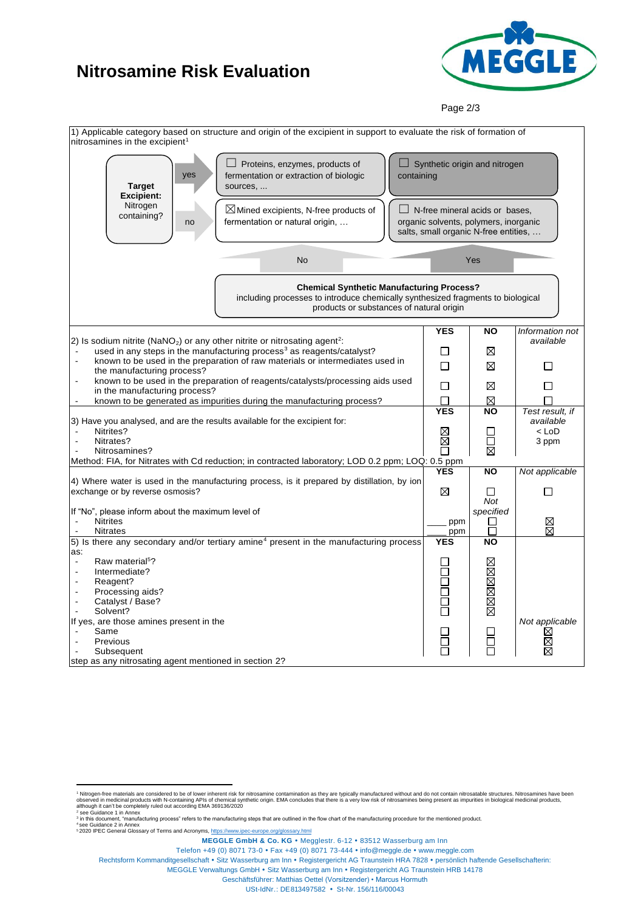# Nitrosamine Risk Evaluation

1) Applicable category based on structure and origin of the excipient in support to evaluate the risk of formation of nitrosamines in the excipient[1]

**Target Excipient:** Nitrogen containing?

- yes:
  - ☐ Proteins, enzymes, products of fermentation or extraction of biologic sources, ...
  - ☐ Synthetic origin and nitrogen containing
- no:
  - ☒ Mined excipients, N-free products of fermentation or natural origin, …
  - ☐ N-free mineral acids or bases, organic solvents, polymers, inorganic salts, small organic N-free entities, …

No / Yes

**Chemical Synthetic Manufacturing Process?**
including processes to introduce chemically synthesized fragments to biological products or substances of natural origin

| | YES | NO | *Information not available* |
|---|---|---|---|
| 2) Is sodium nitrite ($NaNO_2$) or any other nitrite or nitrosating agent[2]: | | | |
| - used in any steps in the manufacturing process[3] as reagents/catalyst? | ☐ | ☒ | |
| - known to be used in the preparation of raw materials or intermediates used in the manufacturing process? | ☐ | ☒ | ☐ |
| - known to be used in the preparation of reagents/catalysts/processing aids used in the manufacturing process? | ☐ | ☒ | ☐ |
| - known to be generated as impurities during the manufacturing process? | ☐ | ☒ | ☐ |

| | YES | NO | *Test result, if available* |
|---|---|---|---|
| 3) Have you analysed, and are the results available for the excipient for: | | | |
| - Nitrites? | ☒ | ☐ | < LoD |
| - Nitrates? | ☒ | ☐ | 3 ppm |
| - Nitrosamines? | ☐ | ☒ | |

Method: FIA, for Nitrates with Cd reduction; in contracted laboratory; LOD 0.2 ppm; LOQ: 0.5 ppm

| | YES | NO | *Not applicable* |
|---|---|---|---|
| 4) Where water is used in the manufacturing process, is it prepared by distillation, by ion exchange or by reverse osmosis? | ☒ | ☐ | ☐ |
| If "No", please inform about the maximum level of | | *Not specified* | |
| - Nitrites | ____ ppm | ☐ | ☒ |
| - Nitrates | ____ ppm | ☐ | ☒ |

| | YES | NO | |
|---|---|---|---|
| 5) Is there any secondary and/or tertiary amine[4] present in the manufacturing process as: | | | |
| - Raw material[5]? | ☐ | ☒ | |
| - Intermediate? | ☐ | ☒ | |
| - Reagent? | ☐ | ☒ | |
| - Processing aids? | ☐ | ☒ | |
| - Catalyst / Base? | ☐ | ☒ | |
| - Solvent? | ☐ | ☒ | |
| If yes, are those amines present in the | | | *Not applicable* |
| - Same | ☐ | ☐ | ☒ |
| - Previous | ☐ | ☐ | ☒ |
| - Subsequent | ☐ | ☐ | ☒ |
| step as any nitrosating agent mentioned in section 2? | | | |

---

[1] Nitrogen-free materials are considered to be of lower inherent risk for nitrosamine contamination as they are typically manufactured without and do not contain nitrosatable structures. Nitrosamines have been observed in medicinal products with N-containing APIs of chemical synthetic origin. EMA concludes that there is a very low risk of nitrosamines being present as impurities in biological medicinal products, although it can't be completely ruled out according EMA 369136/2020

[2] see Guidance 1 in Annex

[3] in this document, "manufacturing process" refers to the manufacturing steps that are outlined in the flow chart of the manufacturing procedure for the mentioned product.

[4] see Guidance 2 in Annex

[5] 2020 IPEC General Glossary of Terms and Acronyms, https://www.ipec-europe.org/glossary.html

**MEGGLE GmbH & Co. KG** • Megglestr. 6-12 • 83512 Wasserburg am Inn
Telefon +49 (0) 8071 73-0 • Fax +49 (0) 8071 73-444 • info@meggle.de • www.meggle.com
Rechtsform Kommanditgesellschaft • Sitz Wasserburg am Inn • Registergericht AG Traunstein HRA 7828 • persönlich haftende Gesellschafterin: MEGGLE Verwaltungs GmbH • Sitz Wasserburg am Inn • Registergericht AG Traunstein HRB 14178
Geschäftsführer: Matthias Oettel (Vorsitzender) • Marcus Hormuth
USt-IdNr.: DE813497582 • St-Nr. 156/116/00043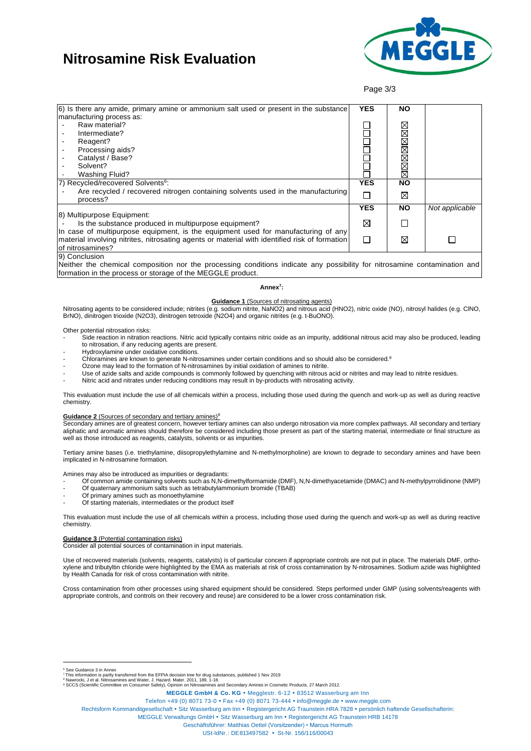# Nitrosamine Risk Evaluation

| | YES | NO | |
|---|---|---|---|
| 6) Is there any amide, primary amine or ammonium salt used or present in the substance manufacturing process as: | | | |
| - Raw material? | ☐ | ☒ | |
| - Intermediate? | ☐ | ☒ | |
| - Reagent? | ☐ | ☒ | |
| - Processing aids? | ☐ | ☒ | |
| - Catalyst / Base? | ☐ | ☒ | |
| - Solvent? | ☐ | ☒ | |
| - Washing Fluid? | ☐ | ☒ | |
| 7) Recycled/recovered Solvents[6]: | **YES** | **NO** | |
| - Are recycled / recovered nitrogen containing solvents used in the manufacturing process? | ☐ | ☒ | |
| 8) Multipurpose Equipment: | **YES** | **NO** | *Not applicable* |
| - Is the substance produced in multipurpose equipment? | ☒ | ☐ | |
| In case of multipurpose equipment, is the equipment used for manufacturing of any material involving nitrites, nitrosating agents or material with identified risk of formation of nitrosamines? | ☐ | ☒ | ☐ |
| 9) Conclusion | | | |
| Neither the chemical composition nor the processing conditions indicate any possibility for nitrosamine contamination and formation in the process or storage of the MEGGLE product. | | | |

**Annex[7]:**

**Guidance 1** (Sources of nitrosating agents)

Nitrosating agents to be considered include; nitrites (e.g. sodium nitrite, $NaNO_2$) and nitrous acid ($HNO_2$), nitric oxide (NO), nitrosyl halides (e.g. ClNO, BrNO), dinitrogen trioxide ($N_2O_3$), dinitrogen tetroxide ($N_2O_4$) and organic nitrites (e.g. t-BuONO).

Other potential nitrosation risks:

- Side reaction in nitration reactions. Nitric acid typically contains nitric oxide as an impurity, additional nitrous acid may also be produced, leading to nitrosation, if any reducing agents are present.
- Hydroxylamine under oxidative conditions.
- Chloramines are known to generate N-nitrosamines under certain conditions and so should also be considered.[8]
- Ozone may lead to the formation of N-nitrosamines by initial oxidation of amines to nitrite.
- Use of azide salts and azide compounds is commonly followed by quenching with nitrous acid or nitrites and may lead to nitrite residues.
- Nitric acid and nitrates under reducing conditions may result in by-products with nitrosating activity.

This evaluation must include the use of all chemicals within a process, including those used during the quench and work-up as well as during reactive chemistry.

**Guidance 2** (Sources of secondary and tertiary amines)[9]

Secondary amines are of greatest concern, however tertiary amines can also undergo nitrosation via more complex pathways. All secondary and tertiary aliphatic and aromatic amines should therefore be considered including those present as part of the starting material, intermediate or final structure as well as those introduced as reagents, catalysts, solvents or as impurities.

Tertiary amine bases (i.e. triethylamine, diisopropylethylamine and N-methylmorpholine) are known to degrade to secondary amines and have been implicated in N-nitrosamine formation.

Amines may also be introduced as impurities or degradants:

- Of common amide containing solvents such as N,N-dimethylformamide (DMF), N,N-dimethyacetamide (DMAC) and N-methylpyrrolidinone (NMP)
- Of quaternary ammonium salts such as tetrabutylammonium bromide (TBAB)
- Of primary amines such as monoethylamine
- Of starting materials, intermediates or the product itself

This evaluation must include the use of all chemicals within a process, including those used during the quench and work-up as well as during reactive chemistry.

**Guidance 3** (Potential contamination risks)

Consider all potential sources of contamination in input materials.

Use of recovered materials (solvents, reagents, catalysts) is of particular concern if appropriate controls are not put in place. The materials DMF, ortho-xylene and tributyltin chloride were highlighted by the EMA as materials at risk of cross contamination by N-nitrosamines. Sodium azide was highlighted by Health Canada for risk of cross contamination with nitrite.

Cross contamination from other processes using shared equipment should be considered. Steps performed under GMP (using solvents/reagents with appropriate controls, and controls on their recovery and reuse) are considered to be a lower cross contamination risk.

---

[6] See Guidance 3 in Annex
[7] This information is partly transferred from the EFPIA decision tree for drug substances, published 1 Nov 2019
[8] Nawrocki, J et al. Nitrosamines and Water, J. Hazard. Mater. 2011, 189, 1-18.
[9] SCCS (Scientific Committee on Consumer Safety), Opinion on Nitrosamines and Secondary Amines in Cosmetic Products, 27 March 2012.

**MEGGLE GmbH & Co. KG** • Megglestr. 6-12 • 83512 Wasserburg am Inn
Telefon +49 (0) 8071 73-0 • Fax +49 (0) 8071 73-444 • info@meggle.de • www.meggle.com
Rechtsform Kommanditgesellschaft • Sitz Wasserburg am Inn • Registergericht AG Traunstein HRA 7828 • persönlich haftende Gesellschafterin:
MEGGLE Verwaltungs GmbH • Sitz Wasserburg am Inn • Registergericht AG Traunstein HRB 14178
Geschäftsführer: Matthias Oettel (Vorsitzender) • Marcus Hormuth
USt-IdNr.: DE813497582 • St-Nr. 156/116/00043